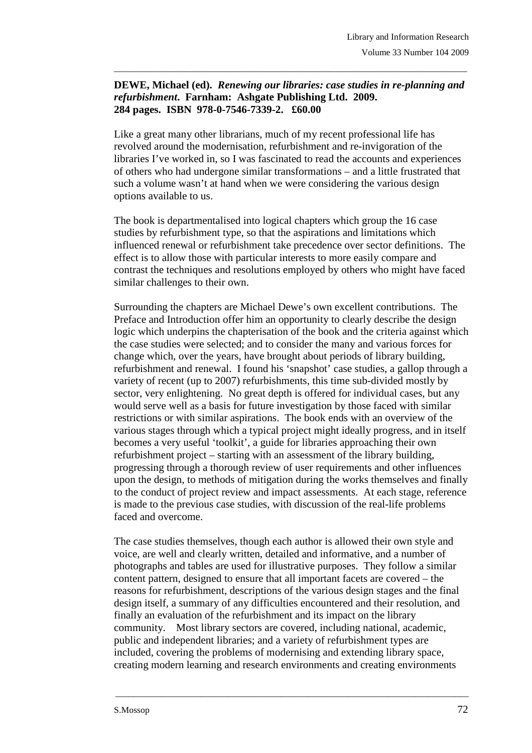**DEWE, Michael (ed).** ***Renewing our libraries: case studies in re-planning and refurbishment*****. Farnham: Ashgate Publishing Ltd. 2009. 284 pages. ISBN 978-0-7546-7339-2. £60.00**

Like a great many other librarians, much of my recent professional life has revolved around the modernisation, refurbishment and re-invigoration of the libraries I've worked in, so I was fascinated to read the accounts and experiences of others who had undergone similar transformations – and a little frustrated that such a volume wasn't at hand when we were considering the various design options available to us.

The book is departmentalised into logical chapters which group the 16 case studies by refurbishment type, so that the aspirations and limitations which influenced renewal or refurbishment take precedence over sector definitions. The effect is to allow those with particular interests to more easily compare and contrast the techniques and resolutions employed by others who might have faced similar challenges to their own.

Surrounding the chapters are Michael Dewe's own excellent contributions. The Preface and Introduction offer him an opportunity to clearly describe the design logic which underpins the chapterisation of the book and the criteria against which the case studies were selected; and to consider the many and various forces for change which, over the years, have brought about periods of library building, refurbishment and renewal. I found his 'snapshot' case studies, a gallop through a variety of recent (up to 2007) refurbishments, this time sub-divided mostly by sector, very enlightening. No great depth is offered for individual cases, but any would serve well as a basis for future investigation by those faced with similar restrictions or with similar aspirations. The book ends with an overview of the various stages through which a typical project might ideally progress, and in itself becomes a very useful 'toolkit', a guide for libraries approaching their own refurbishment project – starting with an assessment of the library building, progressing through a thorough review of user requirements and other influences upon the design, to methods of mitigation during the works themselves and finally to the conduct of project review and impact assessments. At each stage, reference is made to the previous case studies, with discussion of the real-life problems faced and overcome.

The case studies themselves, though each author is allowed their own style and voice, are well and clearly written, detailed and informative, and a number of photographs and tables are used for illustrative purposes. They follow a similar content pattern, designed to ensure that all important facets are covered – the reasons for refurbishment, descriptions of the various design stages and the final design itself, a summary of any difficulties encountered and their resolution, and finally an evaluation of the refurbishment and its impact on the library community. Most library sectors are covered, including national, academic, public and independent libraries; and a variety of refurbishment types are included, covering the problems of modernising and extending library space, creating modern learning and research environments and creating environments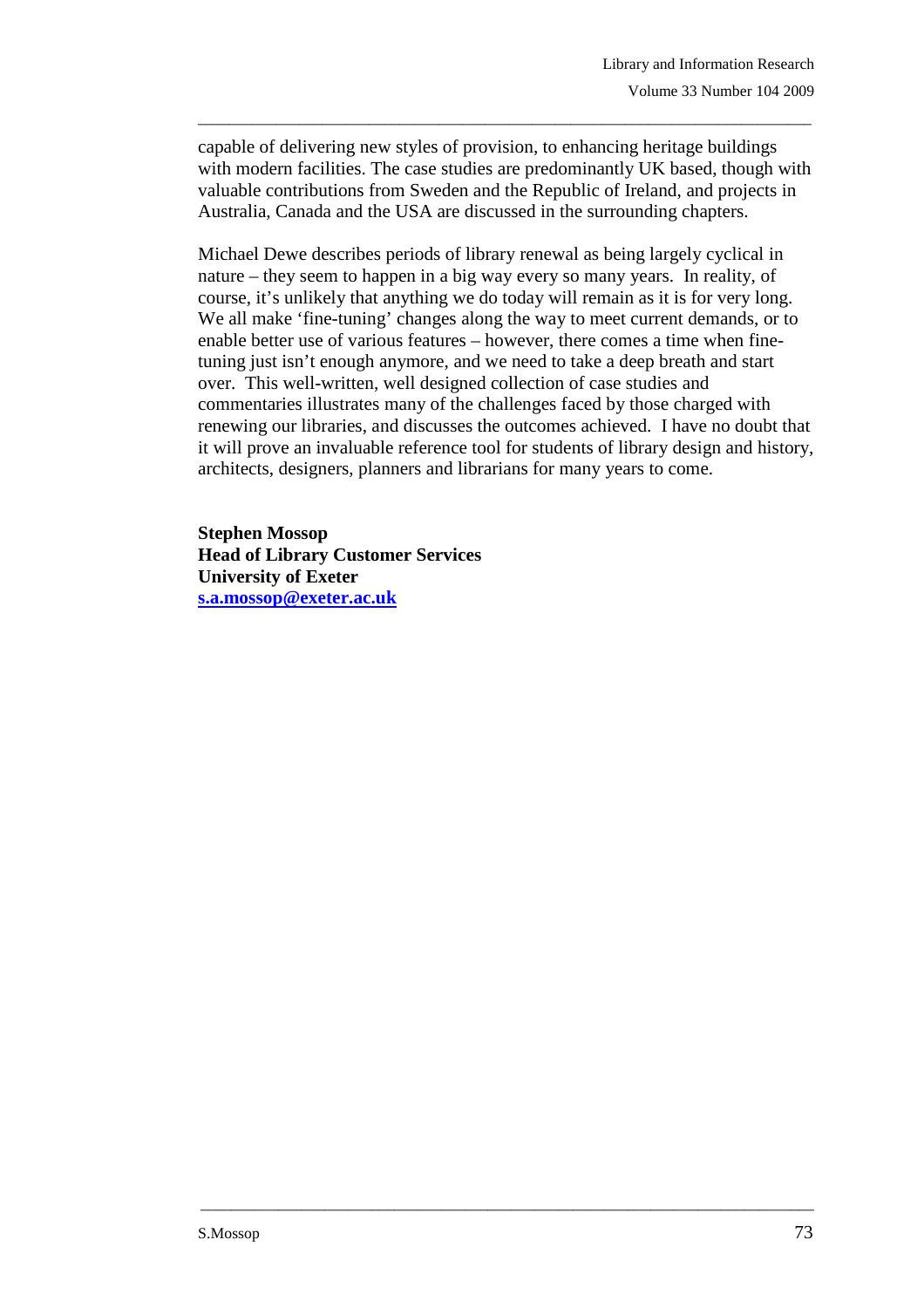capable of delivering new styles of provision, to enhancing heritage buildings with modern facilities. The case studies are predominantly UK based, though with valuable contributions from Sweden and the Republic of Ireland, and projects in Australia, Canada and the USA are discussed in the surrounding chapters.

Michael Dewe describes periods of library renewal as being largely cyclical in nature – they seem to happen in a big way every so many years. In reality, of course, it's unlikely that anything we do today will remain as it is for very long. We all make 'fine-tuning' changes along the way to meet current demands, or to enable better use of various features – however, there comes a time when fine-tuning just isn't enough anymore, and we need to take a deep breath and start over. This well-written, well designed collection of case studies and commentaries illustrates many of the challenges faced by those charged with renewing our libraries, and discusses the outcomes achieved. I have no doubt that it will prove an invaluable reference tool for students of library design and history, architects, designers, planners and librarians for many years to come.

**Stephen Mossop**
**Head of Library Customer Services**
**University of Exeter**
**s.a.mossop@exeter.ac.uk**